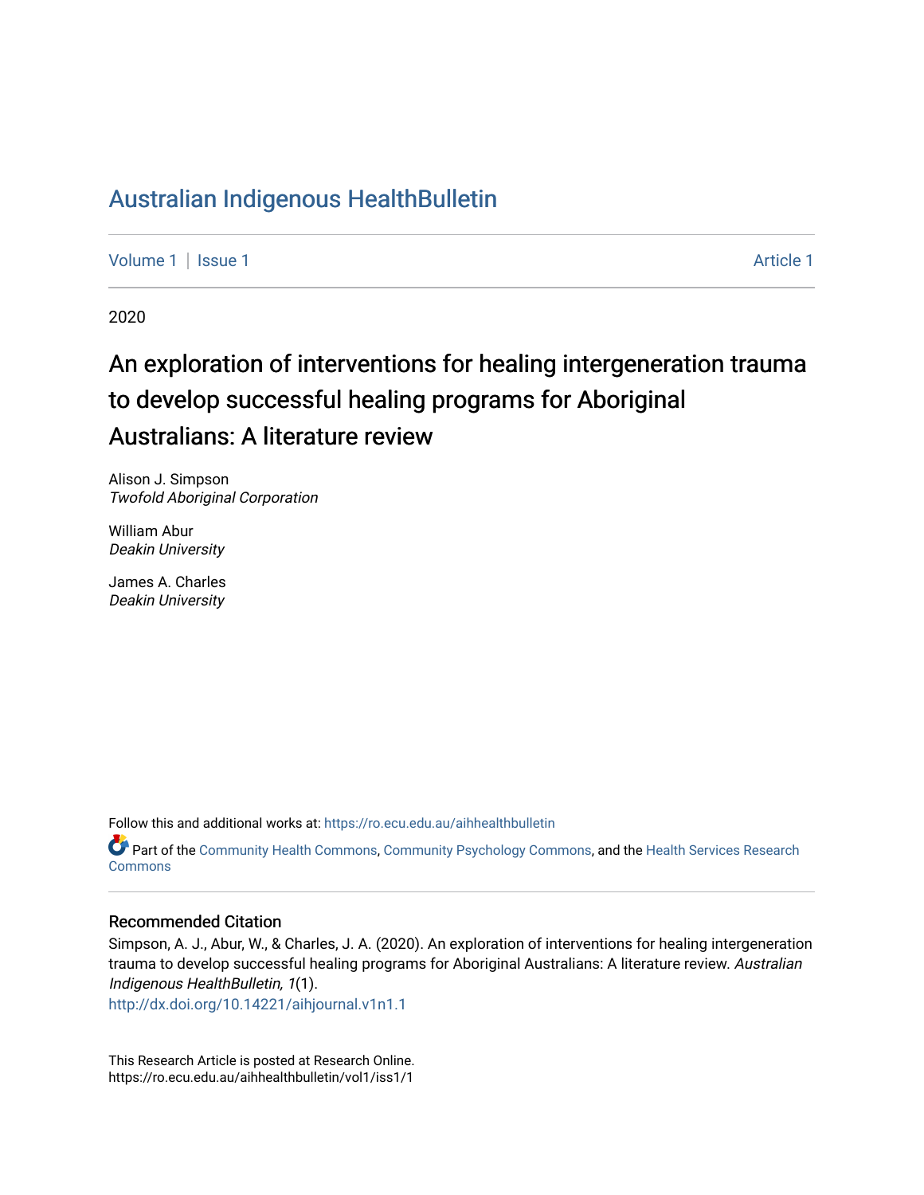# Australian Indigenous HealthBulletin

Volume 1 | Issue 1 Article 1

2020

## An exploration of interventions for healing intergeneration trauma to develop successful healing programs for Aboriginal Australians: A literature review

Alison J. Simpson
*Twofold Aboriginal Corporation*

William Abur
*Deakin University*

James A. Charles
*Deakin University*

Follow this and additional works at: https://ro.ecu.edu.au/aihhealthbulletin

Part of the Community Health Commons, Community Psychology Commons, and the Health Services Research Commons

### Recommended Citation

Simpson, A. J., Abur, W., & Charles, J. A. (2020). An exploration of interventions for healing intergeneration trauma to develop successful healing programs for Aboriginal Australians: A literature review. *Australian Indigenous HealthBulletin, 1*(1).
http://dx.doi.org/10.14221/aihjournal.v1n1.1

This Research Article is posted at Research Online.
https://ro.ecu.edu.au/aihhealthbulletin/vol1/iss1/1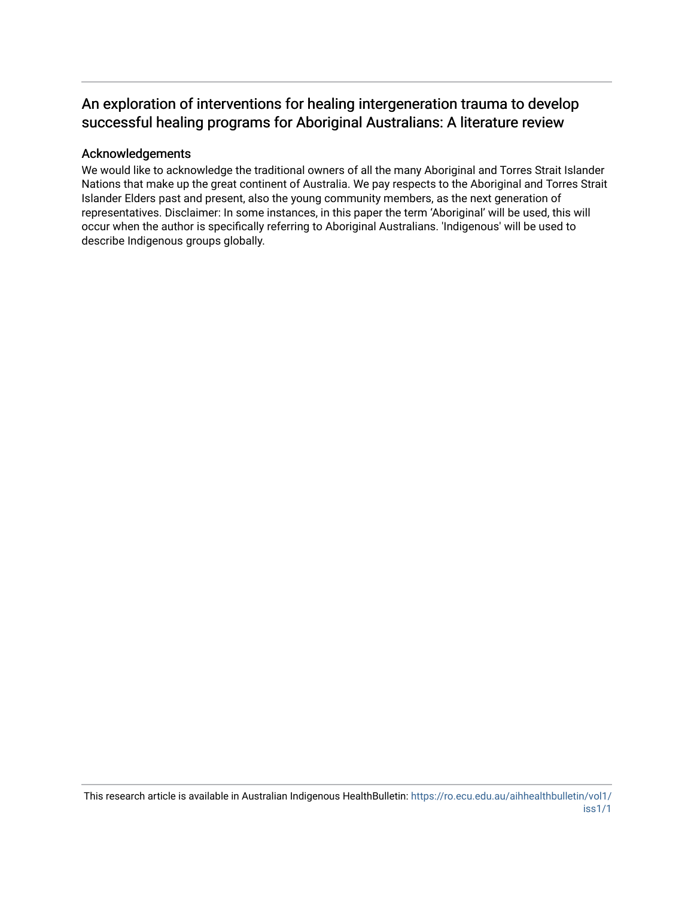# An exploration of interventions for healing intergeneration trauma to develop successful healing programs for Aboriginal Australians: A literature review

## Acknowledgements

We would like to acknowledge the traditional owners of all the many Aboriginal and Torres Strait Islander Nations that make up the great continent of Australia. We pay respects to the Aboriginal and Torres Strait Islander Elders past and present, also the young community members, as the next generation of representatives. Disclaimer: In some instances, in this paper the term 'Aboriginal' will be used, this will occur when the author is specifically referring to Aboriginal Australians. 'Indigenous' will be used to describe Indigenous groups globally.

This research article is available in Australian Indigenous HealthBulletin: https://ro.ecu.edu.au/aihhealthbulletin/vol1/iss1/1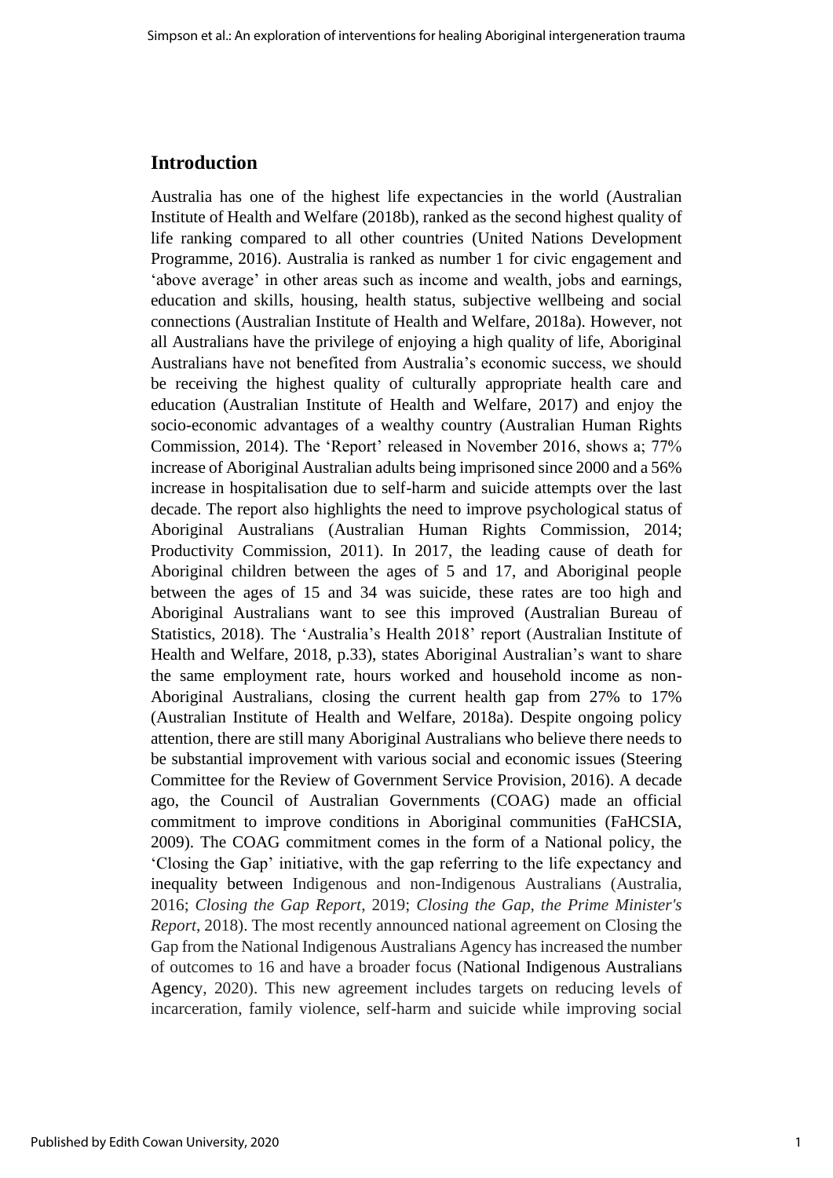## Introduction

Australia has one of the highest life expectancies in the world (Australian Institute of Health and Welfare (2018b), ranked as the second highest quality of life ranking compared to all other countries (United Nations Development Programme, 2016). Australia is ranked as number 1 for civic engagement and 'above average' in other areas such as income and wealth, jobs and earnings, education and skills, housing, health status, subjective wellbeing and social connections (Australian Institute of Health and Welfare, 2018a). However, not all Australians have the privilege of enjoying a high quality of life, Aboriginal Australians have not benefited from Australia's economic success, we should be receiving the highest quality of culturally appropriate health care and education (Australian Institute of Health and Welfare, 2017) and enjoy the socio-economic advantages of a wealthy country (Australian Human Rights Commission, 2014). The 'Report' released in November 2016, shows a; 77% increase of Aboriginal Australian adults being imprisoned since 2000 and a 56% increase in hospitalisation due to self-harm and suicide attempts over the last decade. The report also highlights the need to improve psychological status of Aboriginal Australians (Australian Human Rights Commission, 2014; Productivity Commission, 2011). In 2017, the leading cause of death for Aboriginal children between the ages of 5 and 17, and Aboriginal people between the ages of 15 and 34 was suicide, these rates are too high and Aboriginal Australians want to see this improved (Australian Bureau of Statistics, 2018). The 'Australia's Health 2018' report (Australian Institute of Health and Welfare, 2018, p.33), states Aboriginal Australian's want to share the same employment rate, hours worked and household income as non-Aboriginal Australians, closing the current health gap from 27% to 17% (Australian Institute of Health and Welfare, 2018a). Despite ongoing policy attention, there are still many Aboriginal Australians who believe there needs to be substantial improvement with various social and economic issues (Steering Committee for the Review of Government Service Provision, 2016). A decade ago, the Council of Australian Governments (COAG) made an official commitment to improve conditions in Aboriginal communities (FaHCSIA, 2009). The COAG commitment comes in the form of a National policy, the 'Closing the Gap' initiative, with the gap referring to the life expectancy and inequality between Indigenous and non-Indigenous Australians (Australia, 2016; *Closing the Gap Report*, 2019; *Closing the Gap, the Prime Minister's Report*, 2018). The most recently announced national agreement on Closing the Gap from the National Indigenous Australians Agency has increased the number of outcomes to 16 and have a broader focus (National Indigenous Australians Agency, 2020). This new agreement includes targets on reducing levels of incarceration, family violence, self-harm and suicide while improving social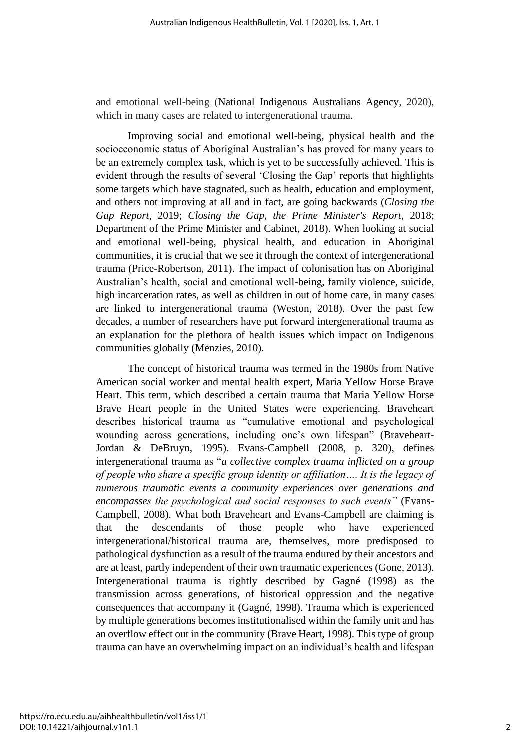and emotional well-being (National Indigenous Australians Agency, 2020), which in many cases are related to intergenerational trauma.

Improving social and emotional well-being, physical health and the socioeconomic status of Aboriginal Australian's has proved for many years to be an extremely complex task, which is yet to be successfully achieved. This is evident through the results of several 'Closing the Gap' reports that highlights some targets which have stagnated, such as health, education and employment, and others not improving at all and in fact, are going backwards (*Closing the Gap Report*, 2019; *Closing the Gap, the Prime Minister's Report*, 2018; Department of the Prime Minister and Cabinet, 2018). When looking at social and emotional well-being, physical health, and education in Aboriginal communities, it is crucial that we see it through the context of intergenerational trauma (Price-Robertson, 2011). The impact of colonisation has on Aboriginal Australian's health, social and emotional well-being, family violence, suicide, high incarceration rates, as well as children in out of home care, in many cases are linked to intergenerational trauma (Weston, 2018). Over the past few decades, a number of researchers have put forward intergenerational trauma as an explanation for the plethora of health issues which impact on Indigenous communities globally (Menzies, 2010).

The concept of historical trauma was termed in the 1980s from Native American social worker and mental health expert, Maria Yellow Horse Brave Heart. This term, which described a certain trauma that Maria Yellow Horse Brave Heart people in the United States were experiencing. Braveheart describes historical trauma as "cumulative emotional and psychological wounding across generations, including one's own lifespan" (Braveheart-Jordan & DeBruyn, 1995). Evans-Campbell (2008, p. 320), defines intergenerational trauma as "*a collective complex trauma inflicted on a group of people who share a specific group identity or affiliation…. It is the legacy of numerous traumatic events a community experiences over generations and encompasses the psychological and social responses to such events"* (Evans-Campbell, 2008). What both Braveheart and Evans-Campbell are claiming is that the descendants of those people who have experienced intergenerational/historical trauma are, themselves, more predisposed to pathological dysfunction as a result of the trauma endured by their ancestors and are at least, partly independent of their own traumatic experiences (Gone, 2013). Intergenerational trauma is rightly described by Gagné (1998) as the transmission across generations, of historical oppression and the negative consequences that accompany it (Gagné, 1998). Trauma which is experienced by multiple generations becomes institutionalised within the family unit and has an overflow effect out in the community (Brave Heart, 1998). This type of group trauma can have an overwhelming impact on an individual's health and lifespan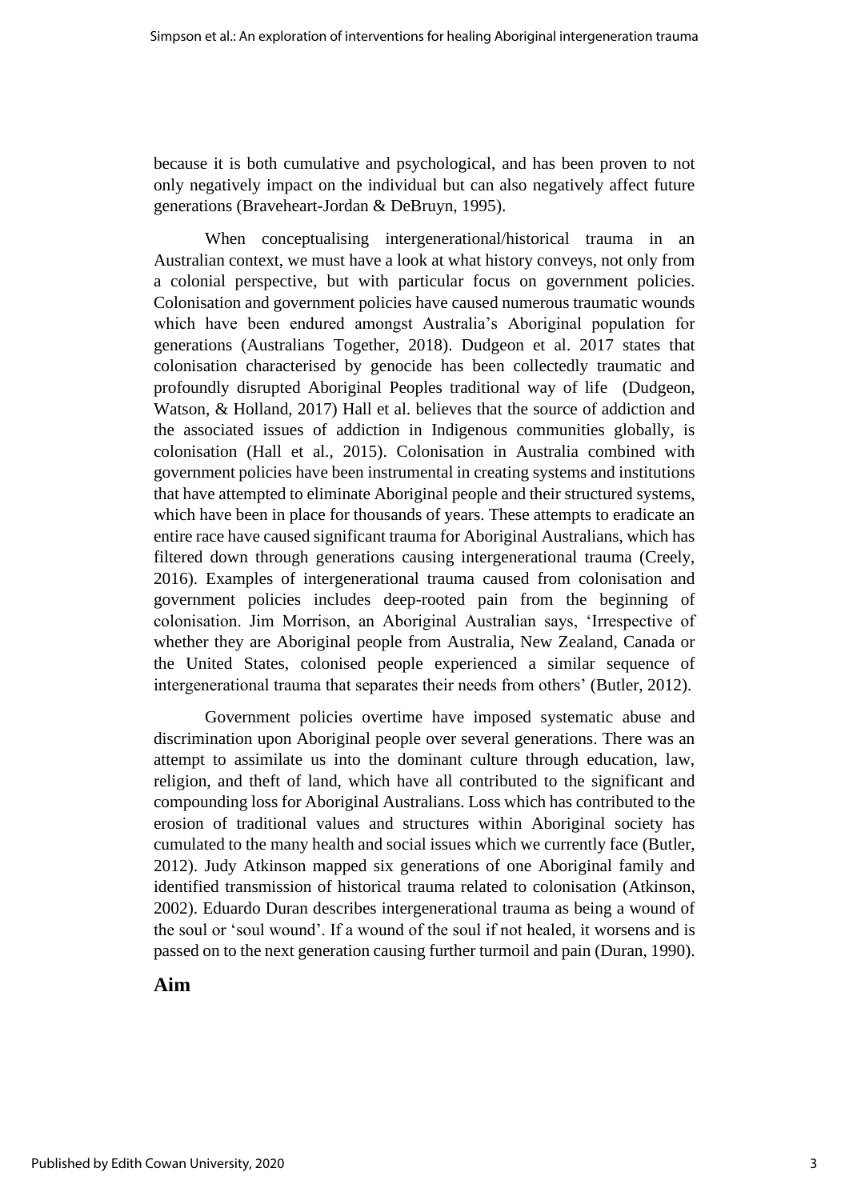because it is both cumulative and psychological, and has been proven to not only negatively impact on the individual but can also negatively affect future generations (Braveheart-Jordan & DeBruyn, 1995).

When conceptualising intergenerational/historical trauma in an Australian context, we must have a look at what history conveys, not only from a colonial perspective, but with particular focus on government policies. Colonisation and government policies have caused numerous traumatic wounds which have been endured amongst Australia's Aboriginal population for generations (Australians Together, 2018). Dudgeon et al. 2017 states that colonisation characterised by genocide has been collectedly traumatic and profoundly disrupted Aboriginal Peoples traditional way of life (Dudgeon, Watson, & Holland, 2017) Hall et al. believes that the source of addiction and the associated issues of addiction in Indigenous communities globally, is colonisation (Hall et al., 2015). Colonisation in Australia combined with government policies have been instrumental in creating systems and institutions that have attempted to eliminate Aboriginal people and their structured systems, which have been in place for thousands of years. These attempts to eradicate an entire race have caused significant trauma for Aboriginal Australians, which has filtered down through generations causing intergenerational trauma (Creely, 2016). Examples of intergenerational trauma caused from colonisation and government policies includes deep-rooted pain from the beginning of colonisation. Jim Morrison, an Aboriginal Australian says, 'Irrespective of whether they are Aboriginal people from Australia, New Zealand, Canada or the United States, colonised people experienced a similar sequence of intergenerational trauma that separates their needs from others' (Butler, 2012).

Government policies overtime have imposed systematic abuse and discrimination upon Aboriginal people over several generations. There was an attempt to assimilate us into the dominant culture through education, law, religion, and theft of land, which have all contributed to the significant and compounding loss for Aboriginal Australians. Loss which has contributed to the erosion of traditional values and structures within Aboriginal society has cumulated to the many health and social issues which we currently face (Butler, 2012). Judy Atkinson mapped six generations of one Aboriginal family and identified transmission of historical trauma related to colonisation (Atkinson, 2002). Eduardo Duran describes intergenerational trauma as being a wound of the soul or 'soul wound'. If a wound of the soul if not healed, it worsens and is passed on to the next generation causing further turmoil and pain (Duran, 1990).

## Aim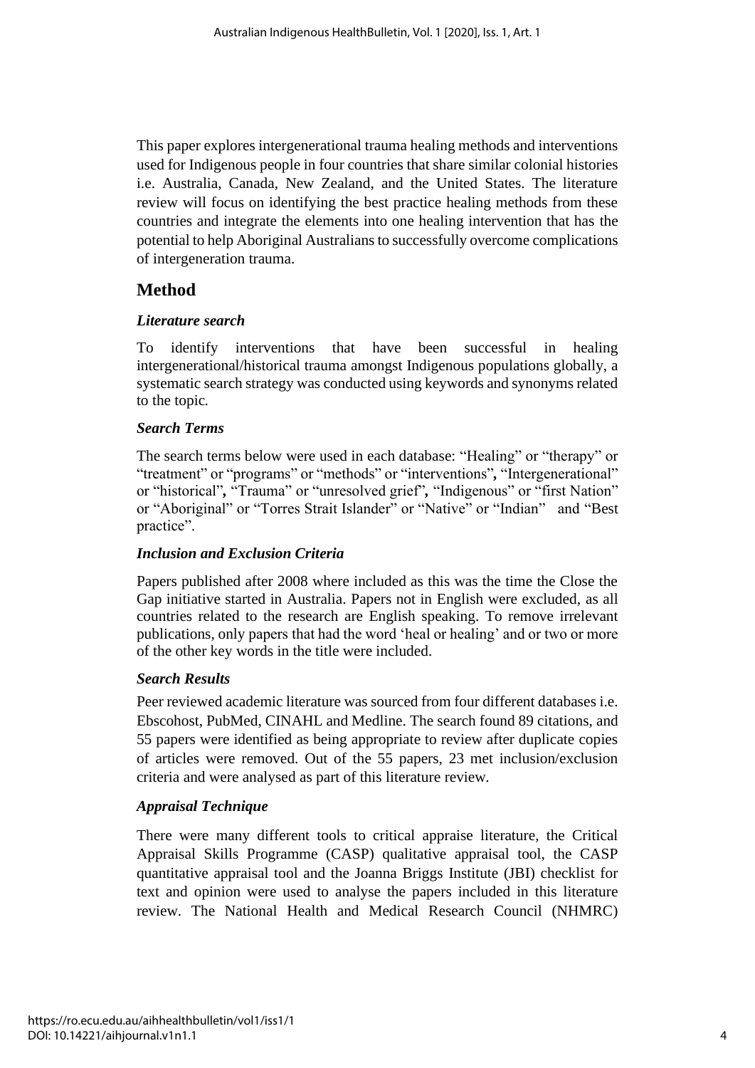This paper explores intergenerational trauma healing methods and interventions used for Indigenous people in four countries that share similar colonial histories i.e. Australia, Canada, New Zealand, and the United States. The literature review will focus on identifying the best practice healing methods from these countries and integrate the elements into one healing intervention that has the potential to help Aboriginal Australians to successfully overcome complications of intergeneration trauma.

## Method

### *Literature search*

To identify interventions that have been successful in healing intergenerational/historical trauma amongst Indigenous populations globally, a systematic search strategy was conducted using keywords and synonyms related to the topic.

### *Search Terms*

The search terms below were used in each database: "Healing" or "therapy" or "treatment" or "programs" or "methods" or "interventions", "Intergenerational" or "historical", "Trauma" or "unresolved grief", "Indigenous" or "first Nation" or "Aboriginal" or "Torres Strait Islander" or "Native" or "Indian" and "Best practice".

### *Inclusion and Exclusion Criteria*

Papers published after 2008 where included as this was the time the Close the Gap initiative started in Australia. Papers not in English were excluded, as all countries related to the research are English speaking. To remove irrelevant publications, only papers that had the word 'heal or healing' and or two or more of the other key words in the title were included.

### *Search Results*

Peer reviewed academic literature was sourced from four different databases i.e. Ebscohost, PubMed, CINAHL and Medline. The search found 89 citations, and 55 papers were identified as being appropriate to review after duplicate copies of articles were removed. Out of the 55 papers, 23 met inclusion/exclusion criteria and were analysed as part of this literature review.

### *Appraisal Technique*

There were many different tools to critical appraise literature, the Critical Appraisal Skills Programme (CASP) qualitative appraisal tool, the CASP quantitative appraisal tool and the Joanna Briggs Institute (JBI) checklist for text and opinion were used to analyse the papers included in this literature review. The National Health and Medical Research Council (NHMRC)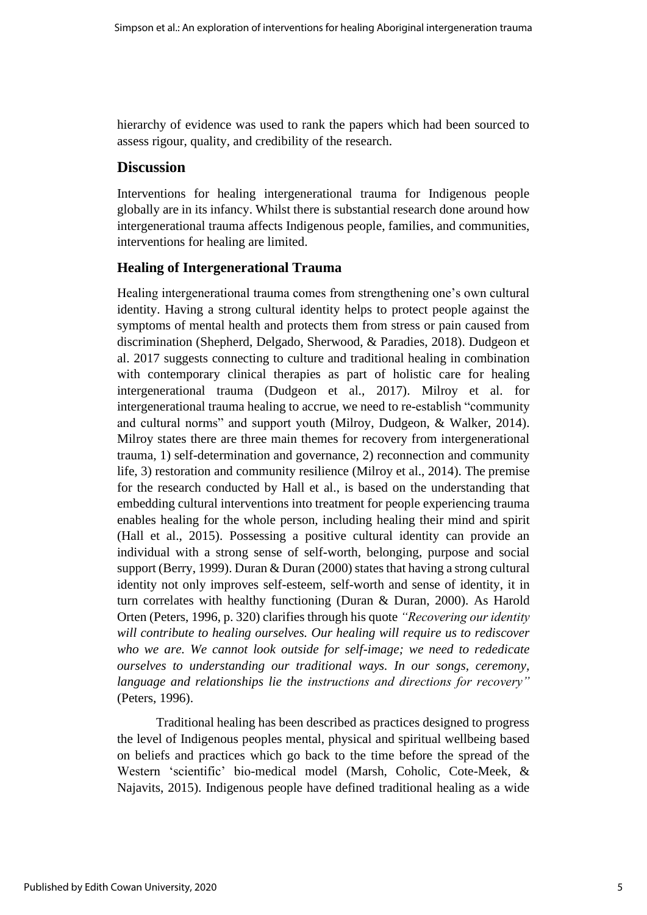hierarchy of evidence was used to rank the papers which had been sourced to assess rigour, quality, and credibility of the research.

## Discussion

Interventions for healing intergenerational trauma for Indigenous people globally are in its infancy. Whilst there is substantial research done around how intergenerational trauma affects Indigenous people, families, and communities, interventions for healing are limited.

### Healing of Intergenerational Trauma

Healing intergenerational trauma comes from strengthening one's own cultural identity. Having a strong cultural identity helps to protect people against the symptoms of mental health and protects them from stress or pain caused from discrimination (Shepherd, Delgado, Sherwood, & Paradies, 2018). Dudgeon et al. 2017 suggests connecting to culture and traditional healing in combination with contemporary clinical therapies as part of holistic care for healing intergenerational trauma (Dudgeon et al., 2017). Milroy et al. for intergenerational trauma healing to accrue, we need to re-establish "community and cultural norms" and support youth (Milroy, Dudgeon, & Walker, 2014). Milroy states there are three main themes for recovery from intergenerational trauma, 1) self-determination and governance, 2) reconnection and community life, 3) restoration and community resilience (Milroy et al., 2014). The premise for the research conducted by Hall et al., is based on the understanding that embedding cultural interventions into treatment for people experiencing trauma enables healing for the whole person, including healing their mind and spirit (Hall et al., 2015). Possessing a positive cultural identity can provide an individual with a strong sense of self-worth, belonging, purpose and social support (Berry, 1999). Duran & Duran (2000) states that having a strong cultural identity not only improves self-esteem, self-worth and sense of identity, it in turn correlates with healthy functioning (Duran & Duran, 2000). As Harold Orten (Peters, 1996, p. 320) clarifies through his quote *"Recovering our identity will contribute to healing ourselves. Our healing will require us to rediscover who we are. We cannot look outside for self-image; we need to rededicate ourselves to understanding our traditional ways. In our songs, ceremony, language and relationships lie the instructions and directions for recovery"* (Peters, 1996).

Traditional healing has been described as practices designed to progress the level of Indigenous peoples mental, physical and spiritual wellbeing based on beliefs and practices which go back to the time before the spread of the Western 'scientific' bio-medical model (Marsh, Coholic, Cote-Meek, & Najavits, 2015). Indigenous people have defined traditional healing as a wide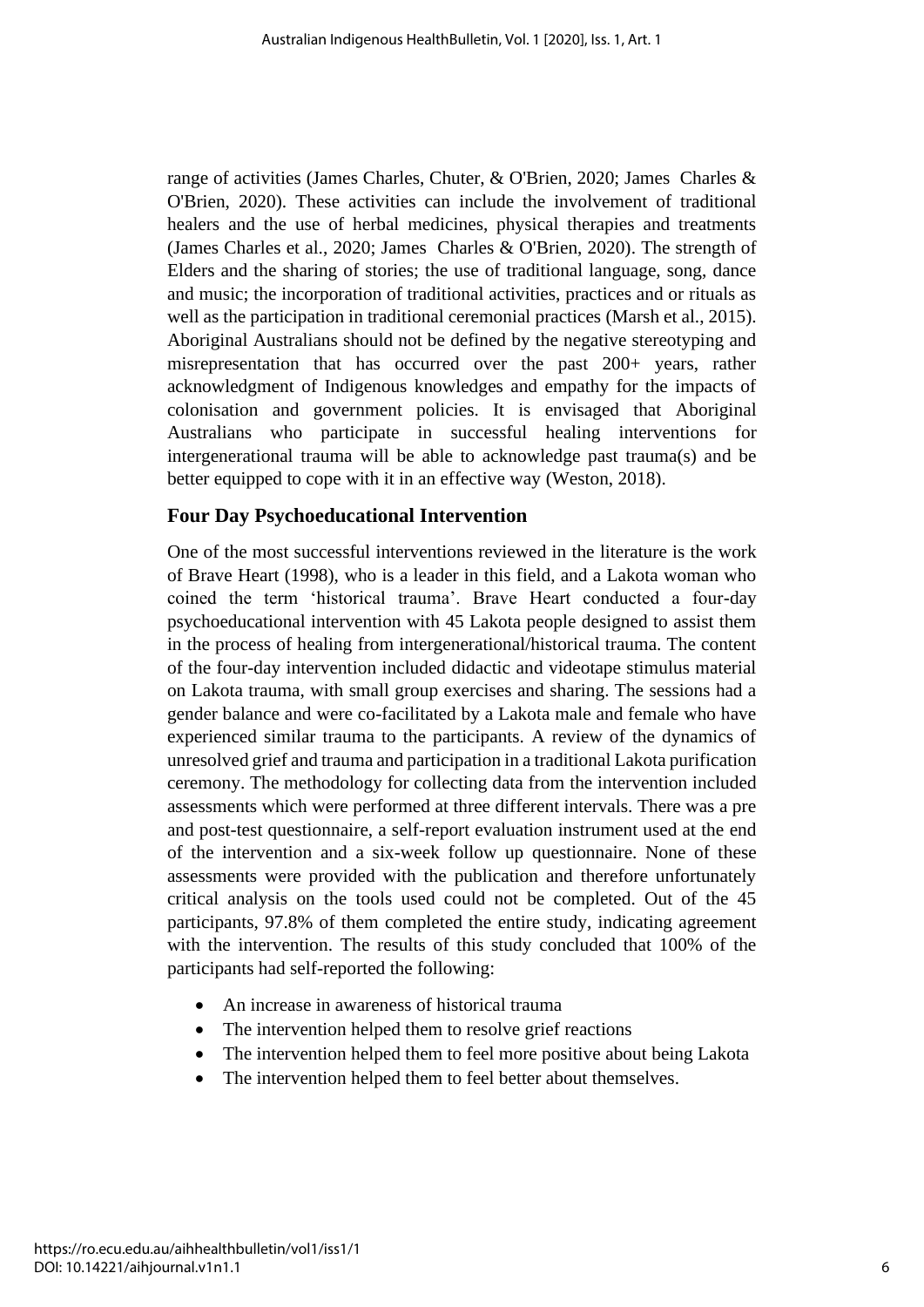range of activities (James Charles, Chuter, & O'Brien, 2020; James Charles & O'Brien, 2020). These activities can include the involvement of traditional healers and the use of herbal medicines, physical therapies and treatments (James Charles et al., 2020; James Charles & O'Brien, 2020). The strength of Elders and the sharing of stories; the use of traditional language, song, dance and music; the incorporation of traditional activities, practices and or rituals as well as the participation in traditional ceremonial practices (Marsh et al., 2015). Aboriginal Australians should not be defined by the negative stereotyping and misrepresentation that has occurred over the past 200+ years, rather acknowledgment of Indigenous knowledges and empathy for the impacts of colonisation and government policies. It is envisaged that Aboriginal Australians who participate in successful healing interventions for intergenerational trauma will be able to acknowledge past trauma(s) and be better equipped to cope with it in an effective way (Weston, 2018).

## Four Day Psychoeducational Intervention

One of the most successful interventions reviewed in the literature is the work of Brave Heart (1998), who is a leader in this field, and a Lakota woman who coined the term 'historical trauma'. Brave Heart conducted a four-day psychoeducational intervention with 45 Lakota people designed to assist them in the process of healing from intergenerational/historical trauma. The content of the four-day intervention included didactic and videotape stimulus material on Lakota trauma, with small group exercises and sharing. The sessions had a gender balance and were co-facilitated by a Lakota male and female who have experienced similar trauma to the participants. A review of the dynamics of unresolved grief and trauma and participation in a traditional Lakota purification ceremony. The methodology for collecting data from the intervention included assessments which were performed at three different intervals. There was a pre and post-test questionnaire, a self-report evaluation instrument used at the end of the intervention and a six-week follow up questionnaire. None of these assessments were provided with the publication and therefore unfortunately critical analysis on the tools used could not be completed. Out of the 45 participants, 97.8% of them completed the entire study, indicating agreement with the intervention. The results of this study concluded that 100% of the participants had self-reported the following:

- An increase in awareness of historical trauma
- The intervention helped them to resolve grief reactions
- The intervention helped them to feel more positive about being Lakota
- The intervention helped them to feel better about themselves.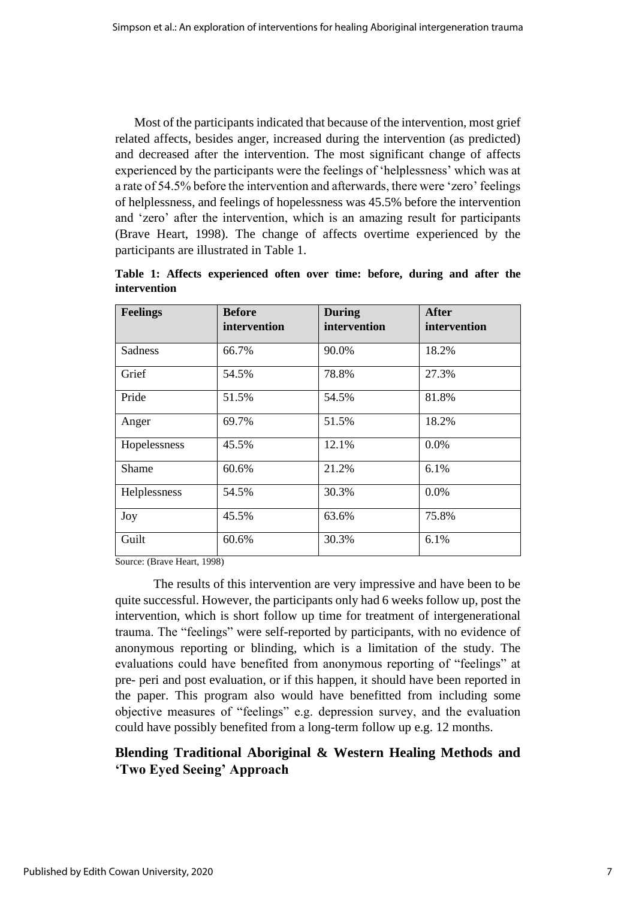Most of the participants indicated that because of the intervention, most grief related affects, besides anger, increased during the intervention (as predicted) and decreased after the intervention. The most significant change of affects experienced by the participants were the feelings of 'helplessness' which was at a rate of 54.5% before the intervention and afterwards, there were 'zero' feelings of helplessness, and feelings of hopelessness was 45.5% before the intervention and 'zero' after the intervention, which is an amazing result for participants (Brave Heart, 1998). The change of affects overtime experienced by the participants are illustrated in Table 1.

**Table 1: Affects experienced often over time: before, during and after the intervention**

| Feelings | Before intervention | During intervention | After intervention |
|---|---|---|---|
| Sadness | 66.7% | 90.0% | 18.2% |
| Grief | 54.5% | 78.8% | 27.3% |
| Pride | 51.5% | 54.5% | 81.8% |
| Anger | 69.7% | 51.5% | 18.2% |
| Hopelessness | 45.5% | 12.1% | 0.0% |
| Shame | 60.6% | 21.2% | 6.1% |
| Helplessness | 54.5% | 30.3% | 0.0% |
| Joy | 45.5% | 63.6% | 75.8% |
| Guilt | 60.6% | 30.3% | 6.1% |

Source: (Brave Heart, 1998)

The results of this intervention are very impressive and have been to be quite successful. However, the participants only had 6 weeks follow up, post the intervention, which is short follow up time for treatment of intergenerational trauma. The "feelings" were self-reported by participants, with no evidence of anonymous reporting or blinding, which is a limitation of the study. The evaluations could have benefited from anonymous reporting of "feelings" at pre- peri and post evaluation, or if this happen, it should have been reported in the paper. This program also would have benefitted from including some objective measures of "feelings" e.g. depression survey, and the evaluation could have possibly benefited from a long-term follow up e.g. 12 months.

## Blending Traditional Aboriginal & Western Healing Methods and 'Two Eyed Seeing' Approach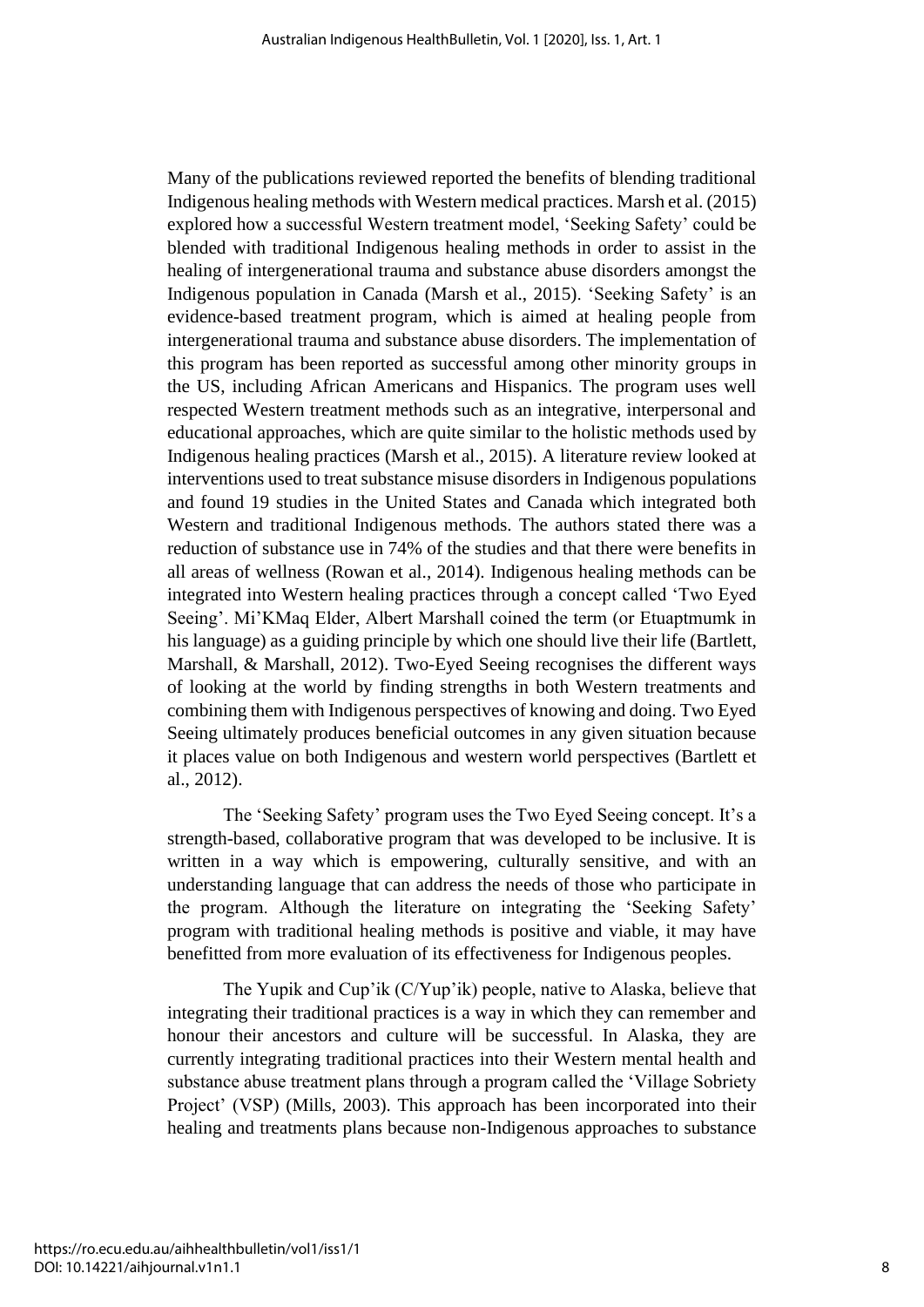Many of the publications reviewed reported the benefits of blending traditional Indigenous healing methods with Western medical practices. Marsh et al. (2015) explored how a successful Western treatment model, 'Seeking Safety' could be blended with traditional Indigenous healing methods in order to assist in the healing of intergenerational trauma and substance abuse disorders amongst the Indigenous population in Canada (Marsh et al., 2015). 'Seeking Safety' is an evidence-based treatment program, which is aimed at healing people from intergenerational trauma and substance abuse disorders. The implementation of this program has been reported as successful among other minority groups in the US, including African Americans and Hispanics. The program uses well respected Western treatment methods such as an integrative, interpersonal and educational approaches, which are quite similar to the holistic methods used by Indigenous healing practices (Marsh et al., 2015). A literature review looked at interventions used to treat substance misuse disorders in Indigenous populations and found 19 studies in the United States and Canada which integrated both Western and traditional Indigenous methods. The authors stated there was a reduction of substance use in 74% of the studies and that there were benefits in all areas of wellness (Rowan et al., 2014). Indigenous healing methods can be integrated into Western healing practices through a concept called 'Two Eyed Seeing'. Mi'KMaq Elder, Albert Marshall coined the term (or Etuaptmumk in his language) as a guiding principle by which one should live their life (Bartlett, Marshall, & Marshall, 2012). Two-Eyed Seeing recognises the different ways of looking at the world by finding strengths in both Western treatments and combining them with Indigenous perspectives of knowing and doing. Two Eyed Seeing ultimately produces beneficial outcomes in any given situation because it places value on both Indigenous and western world perspectives (Bartlett et al., 2012).

The 'Seeking Safety' program uses the Two Eyed Seeing concept. It's a strength-based, collaborative program that was developed to be inclusive. It is written in a way which is empowering, culturally sensitive, and with an understanding language that can address the needs of those who participate in the program. Although the literature on integrating the 'Seeking Safety' program with traditional healing methods is positive and viable, it may have benefitted from more evaluation of its effectiveness for Indigenous peoples.

The Yupik and Cup'ik (C/Yup'ik) people, native to Alaska, believe that integrating their traditional practices is a way in which they can remember and honour their ancestors and culture will be successful. In Alaska, they are currently integrating traditional practices into their Western mental health and substance abuse treatment plans through a program called the 'Village Sobriety Project' (VSP) (Mills, 2003). This approach has been incorporated into their healing and treatments plans because non-Indigenous approaches to substance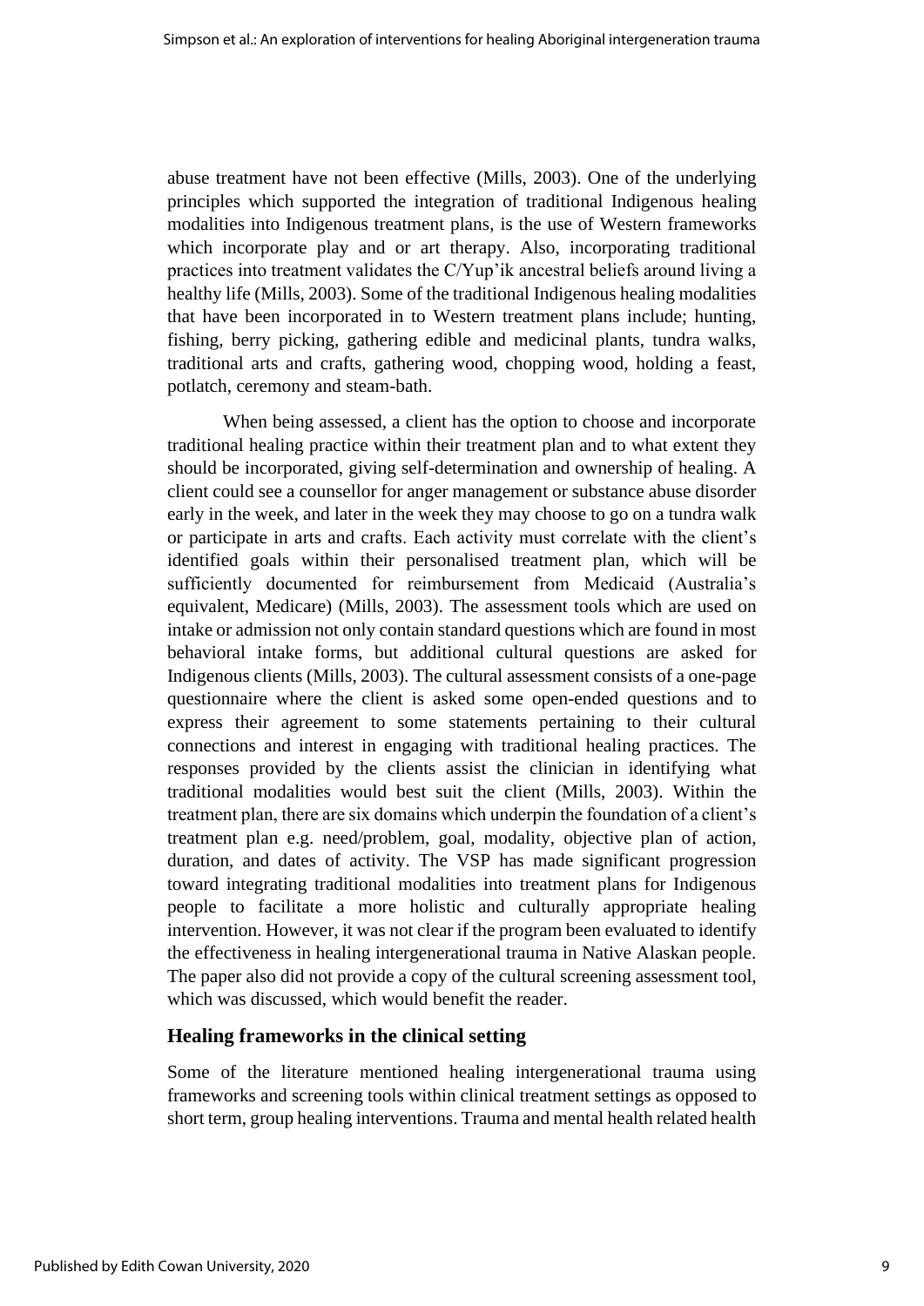abuse treatment have not been effective (Mills, 2003). One of the underlying principles which supported the integration of traditional Indigenous healing modalities into Indigenous treatment plans, is the use of Western frameworks which incorporate play and or art therapy. Also, incorporating traditional practices into treatment validates the C/Yup'ik ancestral beliefs around living a healthy life (Mills, 2003). Some of the traditional Indigenous healing modalities that have been incorporated in to Western treatment plans include; hunting, fishing, berry picking, gathering edible and medicinal plants, tundra walks, traditional arts and crafts, gathering wood, chopping wood, holding a feast, potlatch, ceremony and steam-bath.

When being assessed, a client has the option to choose and incorporate traditional healing practice within their treatment plan and to what extent they should be incorporated, giving self-determination and ownership of healing. A client could see a counsellor for anger management or substance abuse disorder early in the week, and later in the week they may choose to go on a tundra walk or participate in arts and crafts. Each activity must correlate with the client's identified goals within their personalised treatment plan, which will be sufficiently documented for reimbursement from Medicaid (Australia's equivalent, Medicare) (Mills, 2003). The assessment tools which are used on intake or admission not only contain standard questions which are found in most behavioral intake forms, but additional cultural questions are asked for Indigenous clients (Mills, 2003). The cultural assessment consists of a one-page questionnaire where the client is asked some open-ended questions and to express their agreement to some statements pertaining to their cultural connections and interest in engaging with traditional healing practices. The responses provided by the clients assist the clinician in identifying what traditional modalities would best suit the client (Mills, 2003). Within the treatment plan, there are six domains which underpin the foundation of a client's treatment plan e.g. need/problem, goal, modality, objective plan of action, duration, and dates of activity. The VSP has made significant progression toward integrating traditional modalities into treatment plans for Indigenous people to facilitate a more holistic and culturally appropriate healing intervention. However, it was not clear if the program been evaluated to identify the effectiveness in healing intergenerational trauma in Native Alaskan people. The paper also did not provide a copy of the cultural screening assessment tool, which was discussed, which would benefit the reader.

## Healing frameworks in the clinical setting

Some of the literature mentioned healing intergenerational trauma using frameworks and screening tools within clinical treatment settings as opposed to short term, group healing interventions. Trauma and mental health related health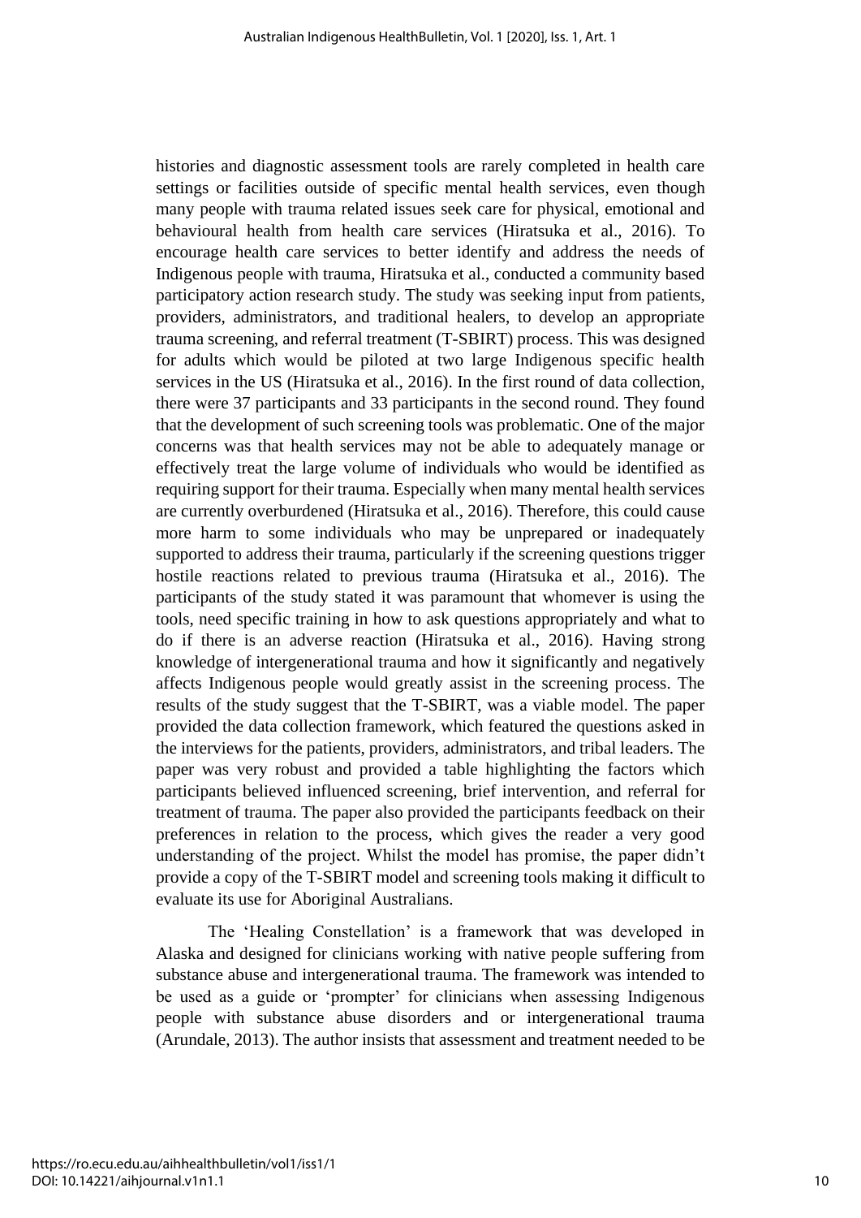histories and diagnostic assessment tools are rarely completed in health care settings or facilities outside of specific mental health services, even though many people with trauma related issues seek care for physical, emotional and behavioural health from health care services (Hiratsuka et al., 2016). To encourage health care services to better identify and address the needs of Indigenous people with trauma, Hiratsuka et al., conducted a community based participatory action research study. The study was seeking input from patients, providers, administrators, and traditional healers, to develop an appropriate trauma screening, and referral treatment (T-SBIRT) process. This was designed for adults which would be piloted at two large Indigenous specific health services in the US (Hiratsuka et al., 2016). In the first round of data collection, there were 37 participants and 33 participants in the second round. They found that the development of such screening tools was problematic. One of the major concerns was that health services may not be able to adequately manage or effectively treat the large volume of individuals who would be identified as requiring support for their trauma. Especially when many mental health services are currently overburdened (Hiratsuka et al., 2016). Therefore, this could cause more harm to some individuals who may be unprepared or inadequately supported to address their trauma, particularly if the screening questions trigger hostile reactions related to previous trauma (Hiratsuka et al., 2016). The participants of the study stated it was paramount that whomever is using the tools, need specific training in how to ask questions appropriately and what to do if there is an adverse reaction (Hiratsuka et al., 2016). Having strong knowledge of intergenerational trauma and how it significantly and negatively affects Indigenous people would greatly assist in the screening process. The results of the study suggest that the T-SBIRT, was a viable model. The paper provided the data collection framework, which featured the questions asked in the interviews for the patients, providers, administrators, and tribal leaders. The paper was very robust and provided a table highlighting the factors which participants believed influenced screening, brief intervention, and referral for treatment of trauma. The paper also provided the participants feedback on their preferences in relation to the process, which gives the reader a very good understanding of the project. Whilst the model has promise, the paper didn't provide a copy of the T-SBIRT model and screening tools making it difficult to evaluate its use for Aboriginal Australians.

The 'Healing Constellation' is a framework that was developed in Alaska and designed for clinicians working with native people suffering from substance abuse and intergenerational trauma. The framework was intended to be used as a guide or 'prompter' for clinicians when assessing Indigenous people with substance abuse disorders and or intergenerational trauma (Arundale, 2013). The author insists that assessment and treatment needed to be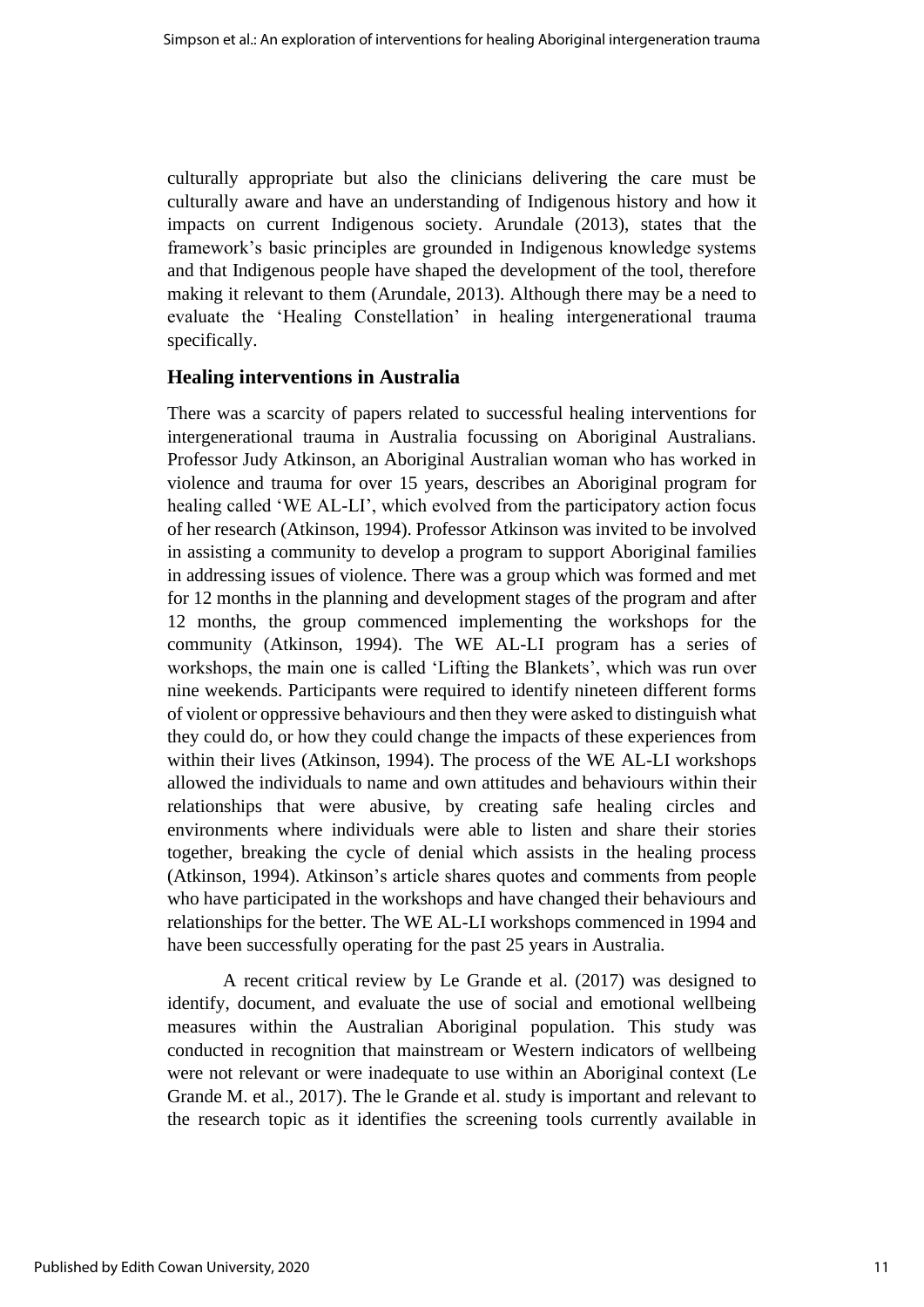culturally appropriate but also the clinicians delivering the care must be culturally aware and have an understanding of Indigenous history and how it impacts on current Indigenous society. Arundale (2013), states that the framework's basic principles are grounded in Indigenous knowledge systems and that Indigenous people have shaped the development of the tool, therefore making it relevant to them (Arundale, 2013). Although there may be a need to evaluate the 'Healing Constellation' in healing intergenerational trauma specifically.

## Healing interventions in Australia

There was a scarcity of papers related to successful healing interventions for intergenerational trauma in Australia focussing on Aboriginal Australians. Professor Judy Atkinson, an Aboriginal Australian woman who has worked in violence and trauma for over 15 years, describes an Aboriginal program for healing called 'WE AL-LI', which evolved from the participatory action focus of her research (Atkinson, 1994). Professor Atkinson was invited to be involved in assisting a community to develop a program to support Aboriginal families in addressing issues of violence. There was a group which was formed and met for 12 months in the planning and development stages of the program and after 12 months, the group commenced implementing the workshops for the community (Atkinson, 1994). The WE AL-LI program has a series of workshops, the main one is called 'Lifting the Blankets', which was run over nine weekends. Participants were required to identify nineteen different forms of violent or oppressive behaviours and then they were asked to distinguish what they could do, or how they could change the impacts of these experiences from within their lives (Atkinson, 1994). The process of the WE AL-LI workshops allowed the individuals to name and own attitudes and behaviours within their relationships that were abusive, by creating safe healing circles and environments where individuals were able to listen and share their stories together, breaking the cycle of denial which assists in the healing process (Atkinson, 1994). Atkinson's article shares quotes and comments from people who have participated in the workshops and have changed their behaviours and relationships for the better. The WE AL-LI workshops commenced in 1994 and have been successfully operating for the past 25 years in Australia.

A recent critical review by Le Grande et al. (2017) was designed to identify, document, and evaluate the use of social and emotional wellbeing measures within the Australian Aboriginal population. This study was conducted in recognition that mainstream or Western indicators of wellbeing were not relevant or were inadequate to use within an Aboriginal context (Le Grande M. et al., 2017). The le Grande et al. study is important and relevant to the research topic as it identifies the screening tools currently available in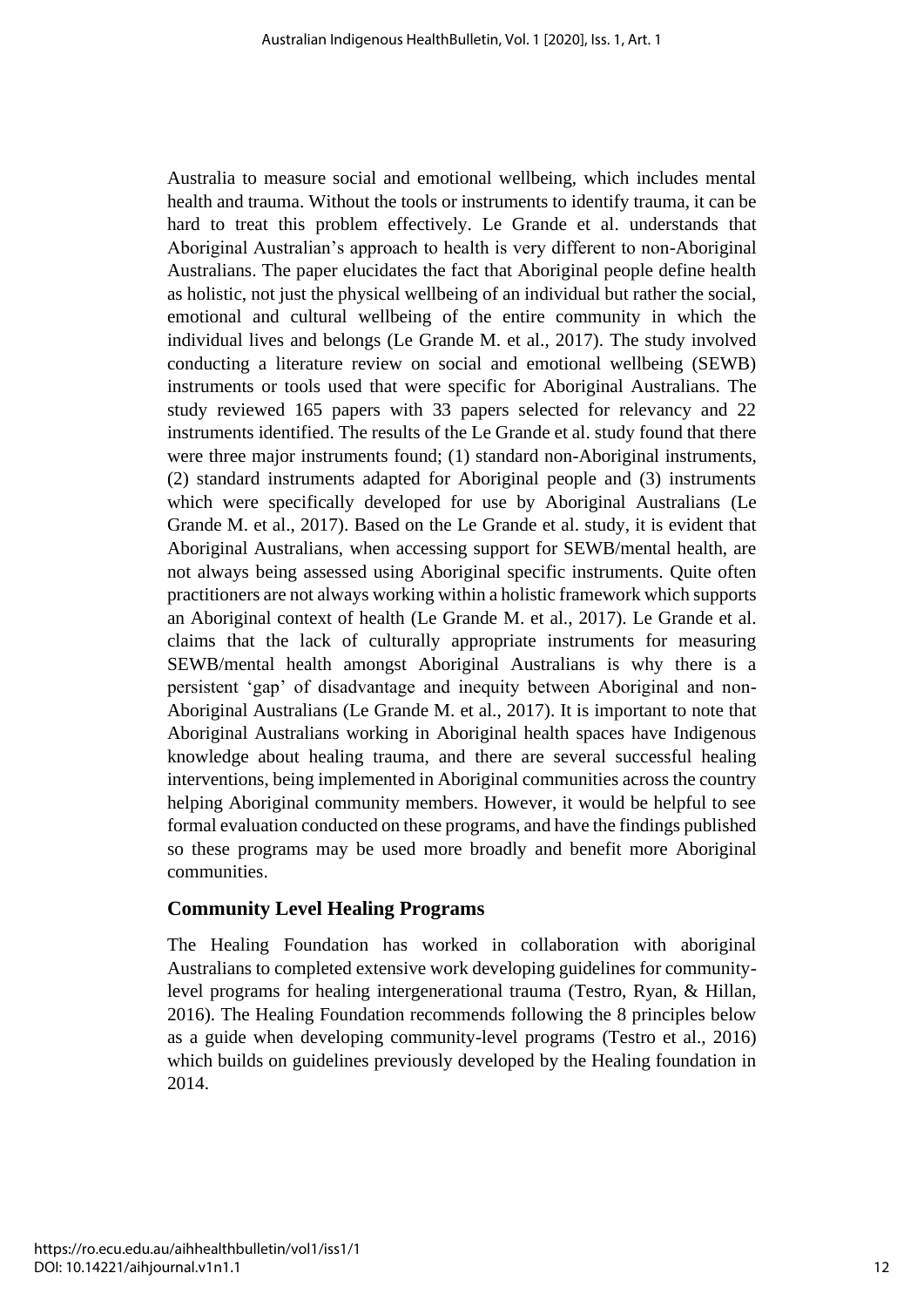Australia to measure social and emotional wellbeing, which includes mental health and trauma. Without the tools or instruments to identify trauma, it can be hard to treat this problem effectively. Le Grande et al. understands that Aboriginal Australian's approach to health is very different to non-Aboriginal Australians. The paper elucidates the fact that Aboriginal people define health as holistic, not just the physical wellbeing of an individual but rather the social, emotional and cultural wellbeing of the entire community in which the individual lives and belongs (Le Grande M. et al., 2017). The study involved conducting a literature review on social and emotional wellbeing (SEWB) instruments or tools used that were specific for Aboriginal Australians. The study reviewed 165 papers with 33 papers selected for relevancy and 22 instruments identified. The results of the Le Grande et al. study found that there were three major instruments found; (1) standard non-Aboriginal instruments, (2) standard instruments adapted for Aboriginal people and (3) instruments which were specifically developed for use by Aboriginal Australians (Le Grande M. et al., 2017). Based on the Le Grande et al. study, it is evident that Aboriginal Australians, when accessing support for SEWB/mental health, are not always being assessed using Aboriginal specific instruments. Quite often practitioners are not always working within a holistic framework which supports an Aboriginal context of health (Le Grande M. et al., 2017). Le Grande et al. claims that the lack of culturally appropriate instruments for measuring SEWB/mental health amongst Aboriginal Australians is why there is a persistent 'gap' of disadvantage and inequity between Aboriginal and non-Aboriginal Australians (Le Grande M. et al., 2017). It is important to note that Aboriginal Australians working in Aboriginal health spaces have Indigenous knowledge about healing trauma, and there are several successful healing interventions, being implemented in Aboriginal communities across the country helping Aboriginal community members. However, it would be helpful to see formal evaluation conducted on these programs, and have the findings published so these programs may be used more broadly and benefit more Aboriginal communities.

## Community Level Healing Programs

The Healing Foundation has worked in collaboration with aboriginal Australians to completed extensive work developing guidelines for community-level programs for healing intergenerational trauma (Testro, Ryan, & Hillan, 2016). The Healing Foundation recommends following the 8 principles below as a guide when developing community-level programs (Testro et al., 2016) which builds on guidelines previously developed by the Healing foundation in 2014.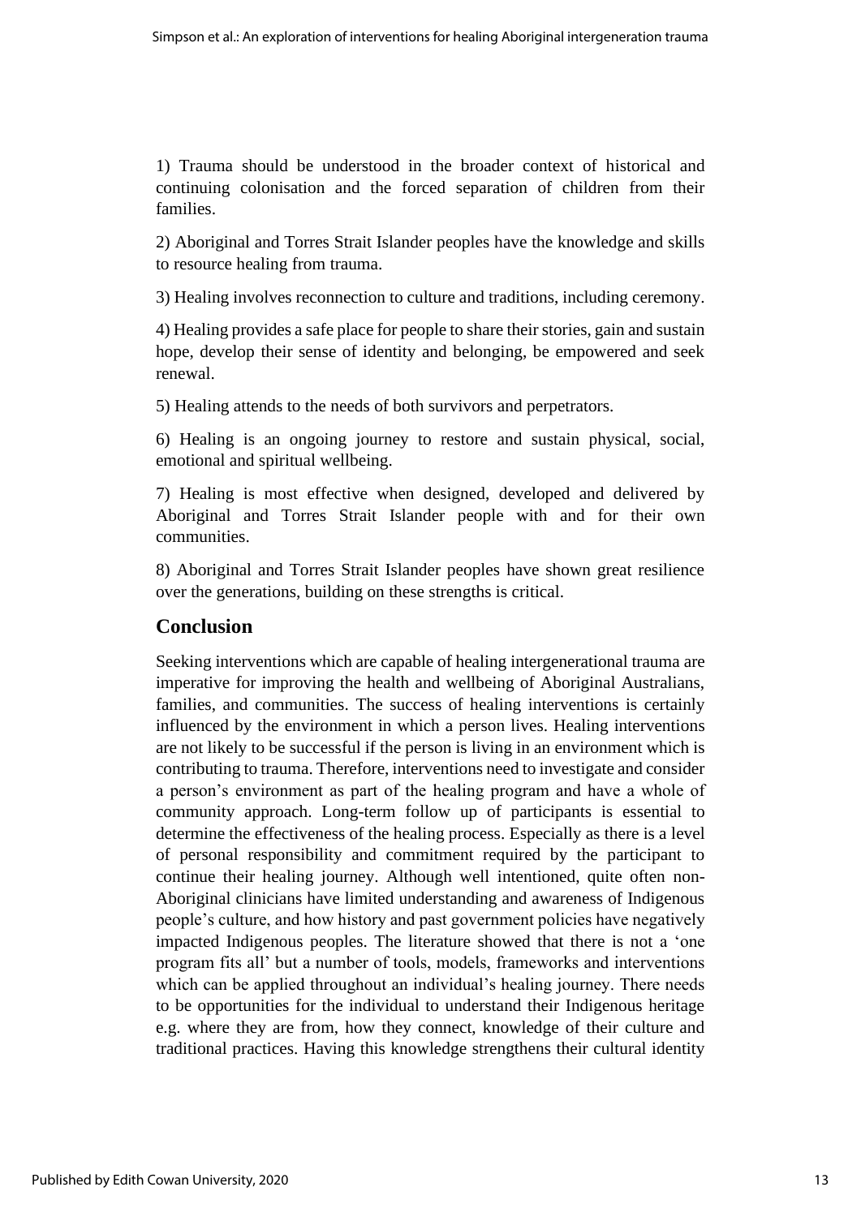1) Trauma should be understood in the broader context of historical and continuing colonisation and the forced separation of children from their families.

2) Aboriginal and Torres Strait Islander peoples have the knowledge and skills to resource healing from trauma.

3) Healing involves reconnection to culture and traditions, including ceremony.

4) Healing provides a safe place for people to share their stories, gain and sustain hope, develop their sense of identity and belonging, be empowered and seek renewal.

5) Healing attends to the needs of both survivors and perpetrators.

6) Healing is an ongoing journey to restore and sustain physical, social, emotional and spiritual wellbeing.

7) Healing is most effective when designed, developed and delivered by Aboriginal and Torres Strait Islander people with and for their own communities.

8) Aboriginal and Torres Strait Islander peoples have shown great resilience over the generations, building on these strengths is critical.

## Conclusion

Seeking interventions which are capable of healing intergenerational trauma are imperative for improving the health and wellbeing of Aboriginal Australians, families, and communities. The success of healing interventions is certainly influenced by the environment in which a person lives. Healing interventions are not likely to be successful if the person is living in an environment which is contributing to trauma. Therefore, interventions need to investigate and consider a person's environment as part of the healing program and have a whole of community approach. Long-term follow up of participants is essential to determine the effectiveness of the healing process. Especially as there is a level of personal responsibility and commitment required by the participant to continue their healing journey. Although well intentioned, quite often non-Aboriginal clinicians have limited understanding and awareness of Indigenous people's culture, and how history and past government policies have negatively impacted Indigenous peoples. The literature showed that there is not a 'one program fits all' but a number of tools, models, frameworks and interventions which can be applied throughout an individual's healing journey. There needs to be opportunities for the individual to understand their Indigenous heritage e.g. where they are from, how they connect, knowledge of their culture and traditional practices. Having this knowledge strengthens their cultural identity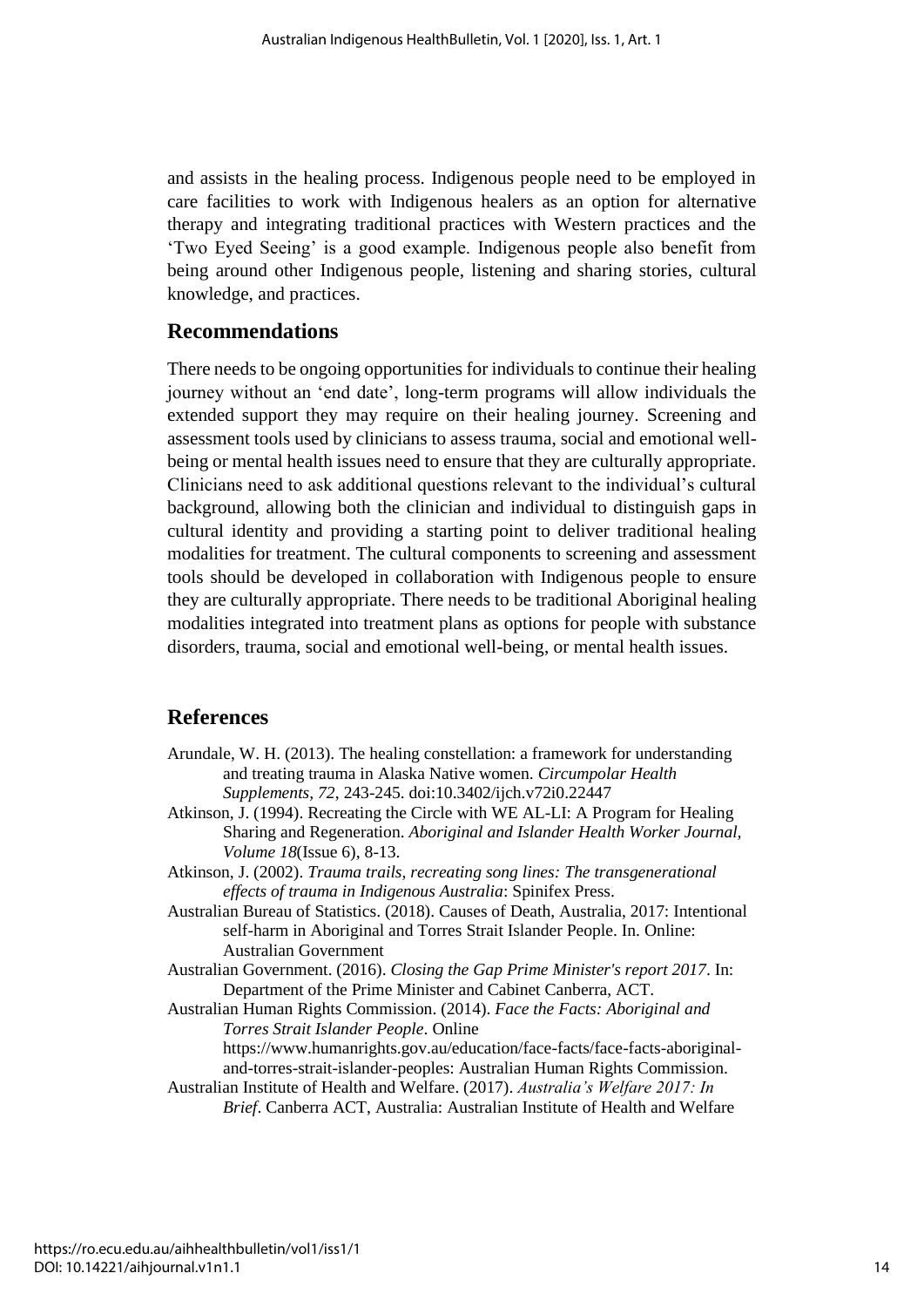and assists in the healing process. Indigenous people need to be employed in care facilities to work with Indigenous healers as an option for alternative therapy and integrating traditional practices with Western practices and the 'Two Eyed Seeing' is a good example. Indigenous people also benefit from being around other Indigenous people, listening and sharing stories, cultural knowledge, and practices.

## Recommendations

There needs to be ongoing opportunities for individuals to continue their healing journey without an 'end date', long-term programs will allow individuals the extended support they may require on their healing journey. Screening and assessment tools used by clinicians to assess trauma, social and emotional well-being or mental health issues need to ensure that they are culturally appropriate. Clinicians need to ask additional questions relevant to the individual's cultural background, allowing both the clinician and individual to distinguish gaps in cultural identity and providing a starting point to deliver traditional healing modalities for treatment. The cultural components to screening and assessment tools should be developed in collaboration with Indigenous people to ensure they are culturally appropriate. There needs to be traditional Aboriginal healing modalities integrated into treatment plans as options for people with substance disorders, trauma, social and emotional well-being, or mental health issues.

## References

Arundale, W. H. (2013). The healing constellation: a framework for understanding and treating trauma in Alaska Native women. *Circumpolar Health Supplements, 72*, 243-245. doi:10.3402/ijch.v72i0.22447

Atkinson, J. (1994). Recreating the Circle with WE AL-LI: A Program for Healing Sharing and Regeneration. *Aboriginal and Islander Health Worker Journal, Volume 18*(Issue 6), 8-13.

Atkinson, J. (2002). *Trauma trails, recreating song lines: The transgenerational effects of trauma in Indigenous Australia*: Spinifex Press.

Australian Bureau of Statistics. (2018). Causes of Death, Australia, 2017: Intentional self-harm in Aboriginal and Torres Strait Islander People. In. Online: Australian Government

Australian Government. (2016). *Closing the Gap Prime Minister's report 2017*. In: Department of the Prime Minister and Cabinet Canberra, ACT.

Australian Human Rights Commission. (2014). *Face the Facts: Aboriginal and Torres Strait Islander People*. Online https://www.humanrights.gov.au/education/face-facts/face-facts-aboriginal-and-torres-strait-islander-peoples: Australian Human Rights Commission.

Australian Institute of Health and Welfare. (2017). *Australia's Welfare 2017: In Brief*. Canberra ACT, Australia: Australian Institute of Health and Welfare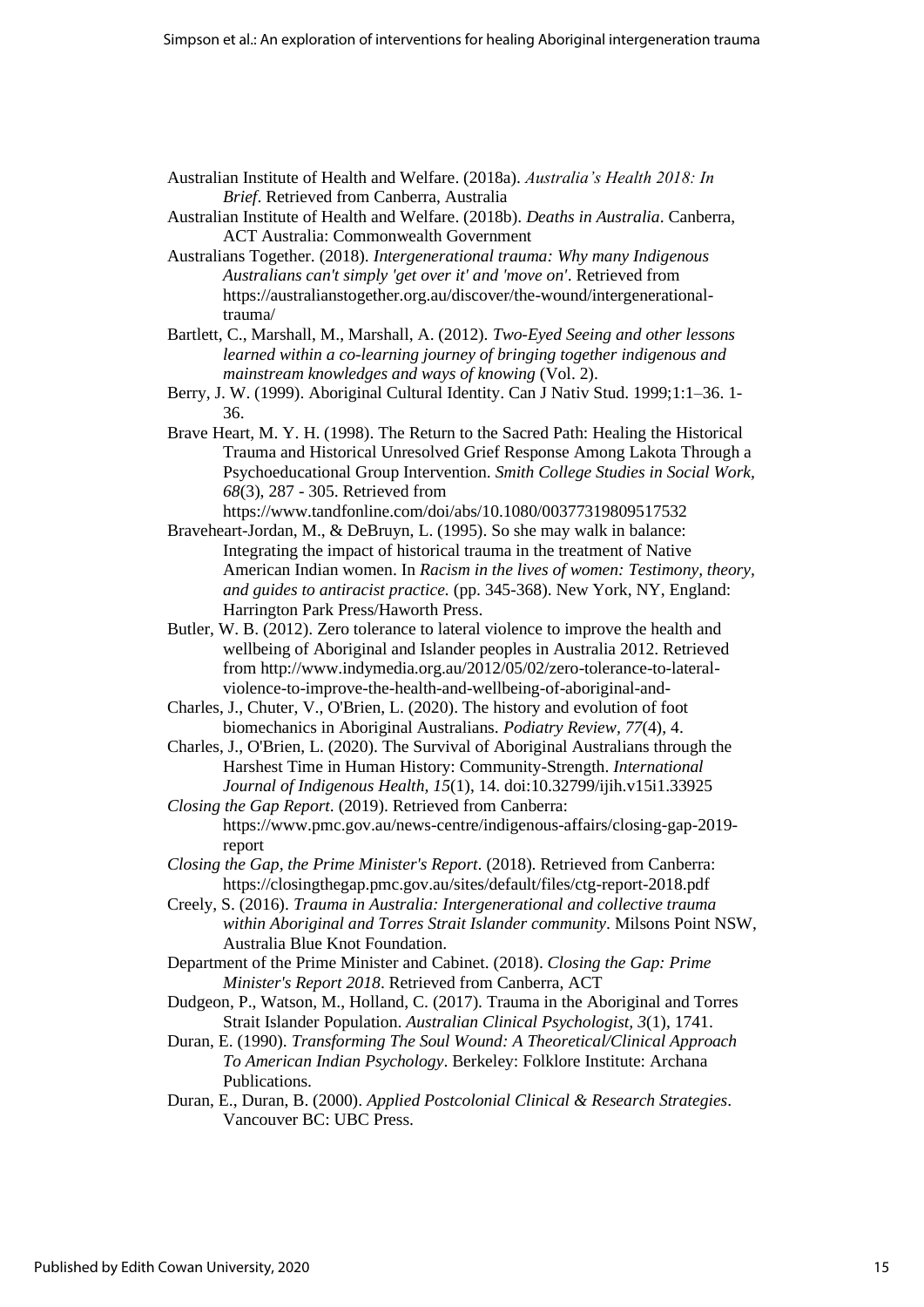Australian Institute of Health and Welfare. (2018a). *Australia's Health 2018: In Brief*. Retrieved from Canberra, Australia

Australian Institute of Health and Welfare. (2018b). *Deaths in Australia*. Canberra, ACT Australia: Commonwealth Government

Australians Together. (2018). *Intergenerational trauma: Why many Indigenous Australians can't simply 'get over it' and 'move on'*. Retrieved from https://australianstogether.org.au/discover/the-wound/intergenerational-trauma/

Bartlett, C., Marshall, M., Marshall, A. (2012). *Two-Eyed Seeing and other lessons learned within a co-learning journey of bringing together indigenous and mainstream knowledges and ways of knowing* (Vol. 2).

Berry, J. W. (1999). Aboriginal Cultural Identity. Can J Nativ Stud. 1999;1:1–36. 1-36.

Brave Heart, M. Y. H. (1998). The Return to the Sacred Path: Healing the Historical Trauma and Historical Unresolved Grief Response Among Lakota Through a Psychoeducational Group Intervention. *Smith College Studies in Social Work, 68*(3), 287 - 305. Retrieved from https://www.tandfonline.com/doi/abs/10.1080/00377319809517532

Braveheart-Jordan, M., & DeBruyn, L. (1995). So she may walk in balance: Integrating the impact of historical trauma in the treatment of Native American Indian women. In *Racism in the lives of women: Testimony, theory, and guides to antiracist practice.* (pp. 345-368). New York, NY, England: Harrington Park Press/Haworth Press.

Butler, W. B. (2012). Zero tolerance to lateral violence to improve the health and wellbeing of Aboriginal and Islander peoples in Australia 2012. Retrieved from http://www.indymedia.org.au/2012/05/02/zero-tolerance-to-lateral-violence-to-improve-the-health-and-wellbeing-of-aboriginal-and-

Charles, J., Chuter, V., O'Brien, L. (2020). The history and evolution of foot biomechanics in Aboriginal Australians. *Podiatry Review, 77*(4), 4.

Charles, J., O'Brien, L. (2020). The Survival of Aboriginal Australians through the Harshest Time in Human History: Community-Strength. *International Journal of Indigenous Health, 15*(1), 14. doi:10.32799/ijih.v15i1.33925

*Closing the Gap Report*. (2019). Retrieved from Canberra: https://www.pmc.gov.au/news-centre/indigenous-affairs/closing-gap-2019-report

*Closing the Gap, the Prime Minister's Report*. (2018). Retrieved from Canberra: https://closingthegap.pmc.gov.au/sites/default/files/ctg-report-2018.pdf

Creely, S. (2016). *Trauma in Australia: Intergenerational and collective trauma within Aboriginal and Torres Strait Islander community*. Milsons Point NSW, Australia Blue Knot Foundation.

Department of the Prime Minister and Cabinet. (2018). *Closing the Gap: Prime Minister's Report 2018*. Retrieved from Canberra, ACT

Dudgeon, P., Watson, M., Holland, C. (2017). Trauma in the Aboriginal and Torres Strait Islander Population. *Australian Clinical Psychologist, 3*(1), 1741.

Duran, E. (1990). *Transforming The Soul Wound: A Theoretical/Clinical Approach To American Indian Psychology*. Berkeley: Folklore Institute: Archana Publications.

Duran, E., Duran, B. (2000). *Applied Postcolonial Clinical & Research Strategies*. Vancouver BC: UBC Press.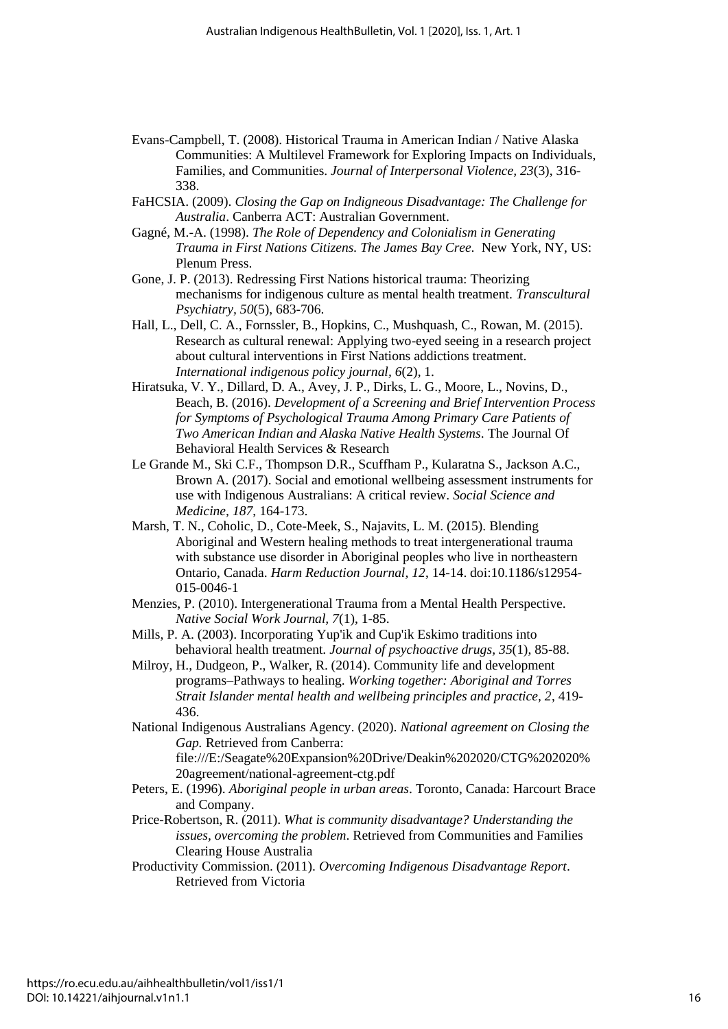Evans-Campbell, T. (2008). Historical Trauma in American Indian / Native Alaska Communities: A Multilevel Framework for Exploring Impacts on Individuals, Families, and Communities. *Journal of Interpersonal Violence, 23*(3), 316-338.

FaHCSIA. (2009). *Closing the Gap on Indigeneous Disadvantage: The Challenge for Australia*. Canberra ACT: Australian Government.

Gagné, M.-A. (1998). *The Role of Dependency and Colonialism in Generating Trauma in First Nations Citizens. The James Bay Cree*. New York, NY, US: Plenum Press.

Gone, J. P. (2013). Redressing First Nations historical trauma: Theorizing mechanisms for indigenous culture as mental health treatment. *Transcultural Psychiatry, 50*(5), 683-706.

Hall, L., Dell, C. A., Fornssler, B., Hopkins, C., Mushquash, C., Rowan, M. (2015). Research as cultural renewal: Applying two-eyed seeing in a research project about cultural interventions in First Nations addictions treatment. *International indigenous policy journal, 6*(2), 1.

Hiratsuka, V. Y., Dillard, D. A., Avey, J. P., Dirks, L. G., Moore, L., Novins, D., Beach, B. (2016). *Development of a Screening and Brief Intervention Process for Symptoms of Psychological Trauma Among Primary Care Patients of Two American Indian and Alaska Native Health Systems*. The Journal Of Behavioral Health Services & Research

Le Grande M., Ski C.F., Thompson D.R., Scuffham P., Kularatna S., Jackson A.C., Brown A. (2017). Social and emotional wellbeing assessment instruments for use with Indigenous Australians: A critical review. *Social Science and Medicine, 187*, 164-173.

Marsh, T. N., Coholic, D., Cote-Meek, S., Najavits, L. M. (2015). Blending Aboriginal and Western healing methods to treat intergenerational trauma with substance use disorder in Aboriginal peoples who live in northeastern Ontario, Canada. *Harm Reduction Journal, 12*, 14-14. doi:10.1186/s12954-015-0046-1

Menzies, P. (2010). Intergenerational Trauma from a Mental Health Perspective. *Native Social Work Journal, 7*(1), 1-85.

Mills, P. A. (2003). Incorporating Yup'ik and Cup'ik Eskimo traditions into behavioral health treatment. *Journal of psychoactive drugs, 35*(1), 85-88.

Milroy, H., Dudgeon, P., Walker, R. (2014). Community life and development programs–Pathways to healing. *Working together: Aboriginal and Torres Strait Islander mental health and wellbeing principles and practice, 2*, 419-436.

National Indigenous Australians Agency. (2020). *National agreement on Closing the Gap.* Retrieved from Canberra: file:///E:/Seagate%20Expansion%20Drive/Deakin%202020/CTG%202020%20agreement/national-agreement-ctg.pdf

Peters, E. (1996). *Aboriginal people in urban areas*. Toronto, Canada: Harcourt Brace and Company.

Price-Robertson, R. (2011). *What is community disadvantage? Understanding the issues, overcoming the problem*. Retrieved from Communities and Families Clearing House Australia

Productivity Commission. (2011). *Overcoming Indigenous Disadvantage Report*. Retrieved from Victoria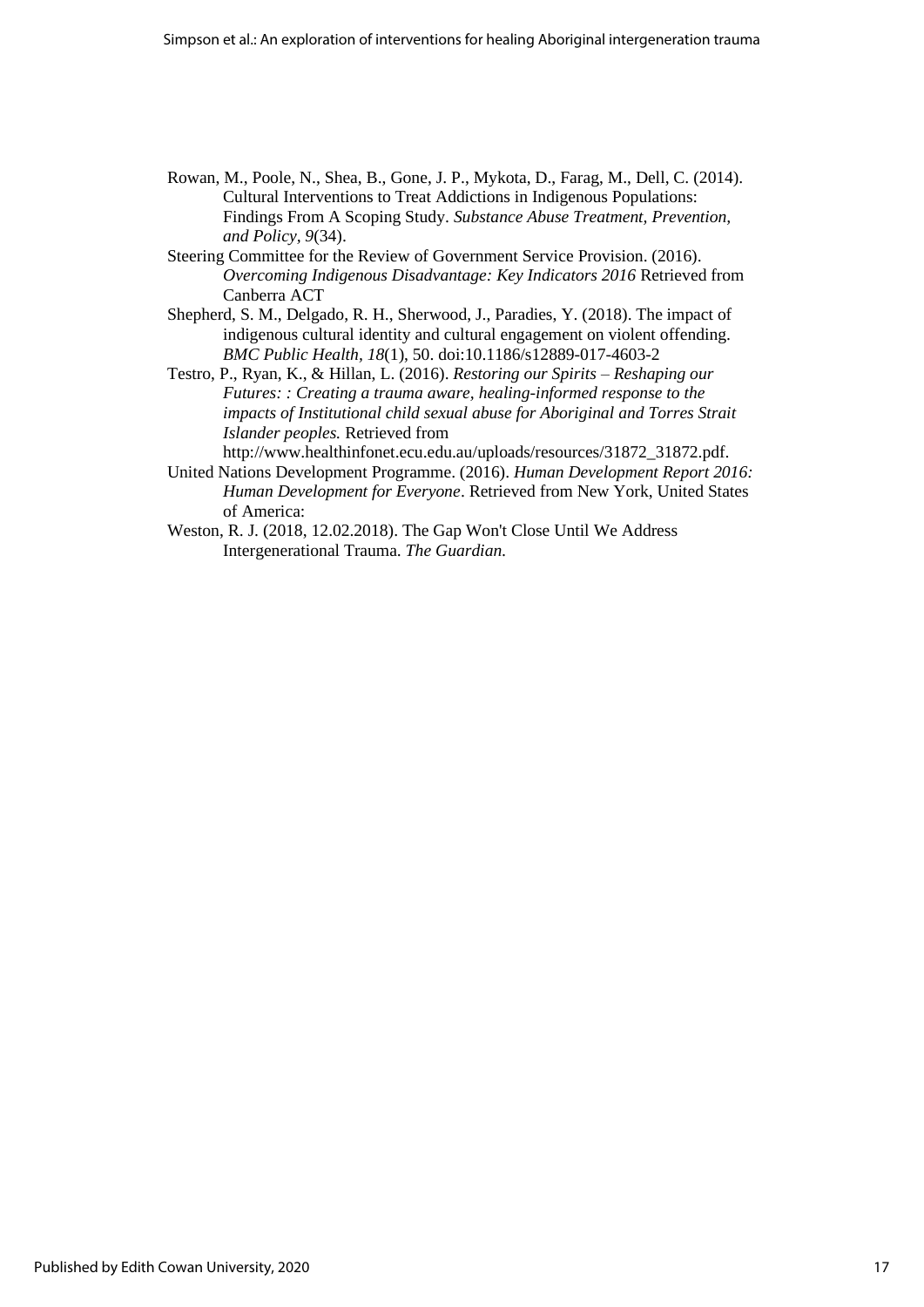Rowan, M., Poole, N., Shea, B., Gone, J. P., Mykota, D., Farag, M., Dell, C. (2014). Cultural Interventions to Treat Addictions in Indigenous Populations: Findings From A Scoping Study. *Substance Abuse Treatment, Prevention, and Policy, 9*(34).

Steering Committee for the Review of Government Service Provision. (2016). *Overcoming Indigenous Disadvantage: Key Indicators 2016* Retrieved from Canberra ACT

Shepherd, S. M., Delgado, R. H., Sherwood, J., Paradies, Y. (2018). The impact of indigenous cultural identity and cultural engagement on violent offending. *BMC Public Health, 18*(1), 50. doi:10.1186/s12889-017-4603-2

Testro, P., Ryan, K., & Hillan, L. (2016). *Restoring our Spirits – Reshaping our Futures: : Creating a trauma aware, healing-informed response to the impacts of Institutional child sexual abuse for Aboriginal and Torres Strait Islander peoples.* Retrieved from http://www.healthinfonet.ecu.edu.au/uploads/resources/31872_31872.pdf.

United Nations Development Programme. (2016). *Human Development Report 2016: Human Development for Everyone*. Retrieved from New York, United States of America:

Weston, R. J. (2018, 12.02.2018). The Gap Won't Close Until We Address Intergenerational Trauma. *The Guardian.*